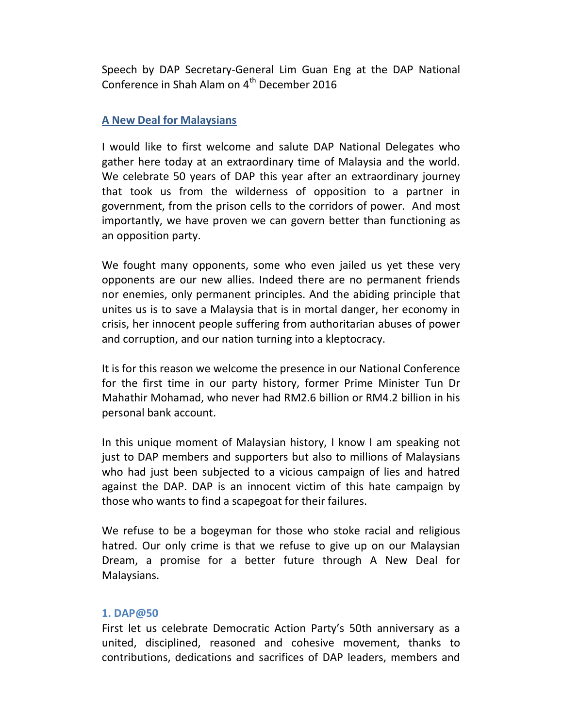Speech by DAP Secretary-General Lim Guan Eng at the DAP National Conference in Shah Alam on 4th December 2016

## A New Deal for Malaysians

I would like to first welcome and salute DAP National Delegates who gather here today at an extraordinary time of Malaysia and the world. We celebrate 50 years of DAP this year after an extraordinary journey that took us from the wilderness of opposition to a partner in government, from the prison cells to the corridors of power. And most importantly, we have proven we can govern better than functioning as an opposition party.

We fought many opponents, some who even jailed us yet these very opponents are our new allies. Indeed there are no permanent friends nor enemies, only permanent principles. And the abiding principle that unites us is to save a Malaysia that is in mortal danger, her economy in crisis, her innocent people suffering from authoritarian abuses of power and corruption, and our nation turning into a kleptocracy.

It is for this reason we welcome the presence in our National Conference for the first time in our party history, former Prime Minister Tun Dr Mahathir Mohamad, who never had RM2.6 billion or RM4.2 billion in his personal bank account.

In this unique moment of Malaysian history, I know I am speaking not just to DAP members and supporters but also to millions of Malaysians who had just been subjected to a vicious campaign of lies and hatred against the DAP. DAP is an innocent victim of this hate campaign by those who wants to find a scapegoat for their failures.

We refuse to be a bogeyman for those who stoke racial and religious hatred. Our only crime is that we refuse to give up on our Malaysian Dream, a promise for a better future through A New Deal for Malaysians.

### 1. DAP@50

First let us celebrate Democratic Action Party's 50th anniversary as a united, disciplined, reasoned and cohesive movement, thanks to contributions, dedications and sacrifices of DAP leaders, members and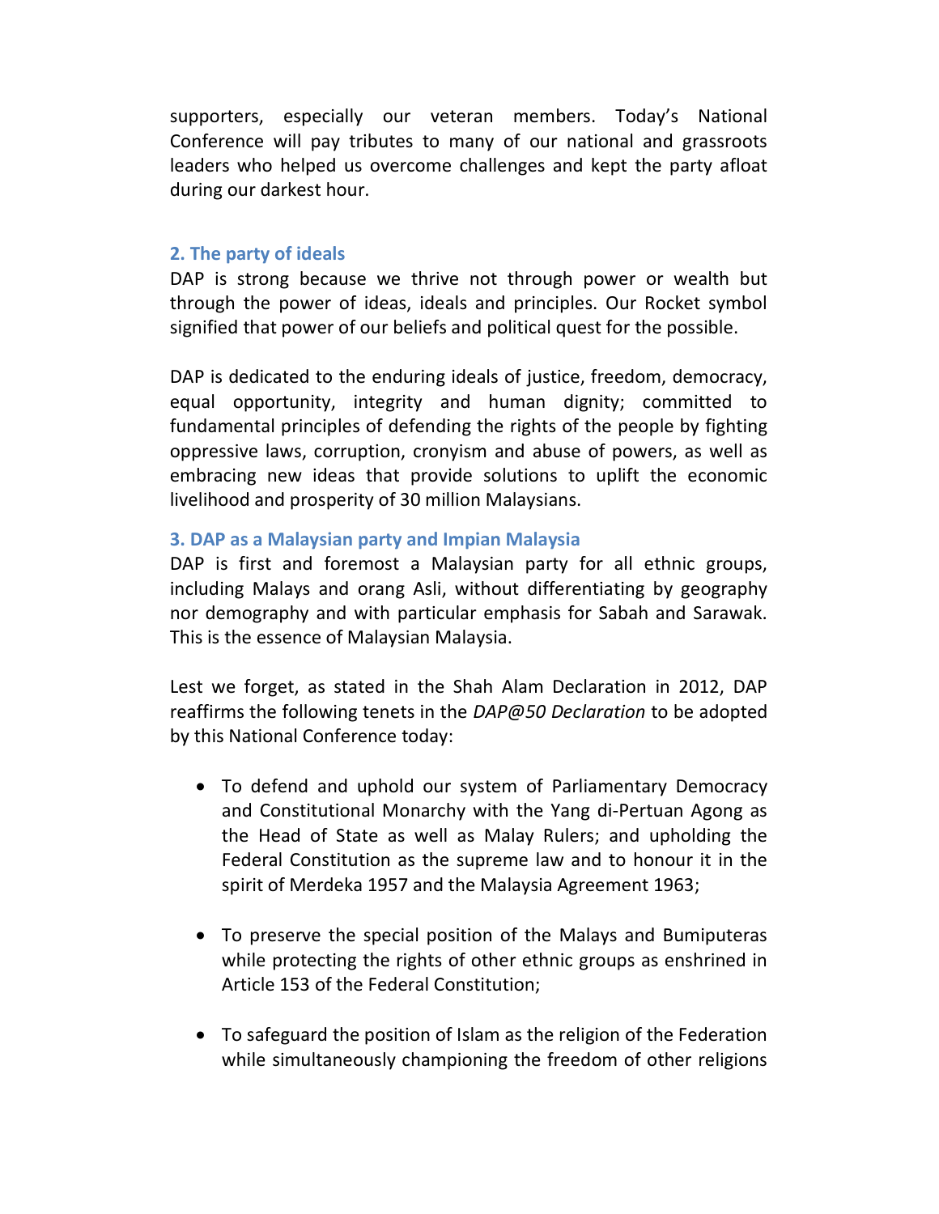supporters, especially our veteran members. Today's National Conference will pay tributes to many of our national and grassroots leaders who helped us overcome challenges and kept the party afloat during our darkest hour.

## 2. The party of ideals

DAP is strong because we thrive not through power or wealth but through the power of ideas, ideals and principles. Our Rocket symbol signified that power of our beliefs and political quest for the possible.

DAP is dedicated to the enduring ideals of justice, freedom, democracy, equal opportunity, integrity and human dignity; committed to fundamental principles of defending the rights of the people by fighting oppressive laws, corruption, cronyism and abuse of powers, as well as embracing new ideas that provide solutions to uplift the economic livelihood and prosperity of 30 million Malaysians.

## 3. DAP as a Malaysian party and Impian Malaysia

DAP is first and foremost a Malaysian party for all ethnic groups, including Malays and orang Asli, without differentiating by geography nor demography and with particular emphasis for Sabah and Sarawak. This is the essence of Malaysian Malaysia.

Lest we forget, as stated in the Shah Alam Declaration in 2012, DAP reaffirms the following tenets in the *DAP@50 Declaration* to be adopted by this National Conference today:

- To defend and uphold our system of Parliamentary Democracy and Constitutional Monarchy with the Yang di-Pertuan Agong as the Head of State as well as Malay Rulers; and upholding the Federal Constitution as the supreme law and to honour it in the spirit of Merdeka 1957 and the Malaysia Agreement 1963;

- To preserve the special position of the Malays and Bumiputeras while protecting the rights of other ethnic groups as enshrined in Article 153 of the Federal Constitution;

- To safeguard the position of Islam as the religion of the Federation while simultaneously championing the freedom of other religions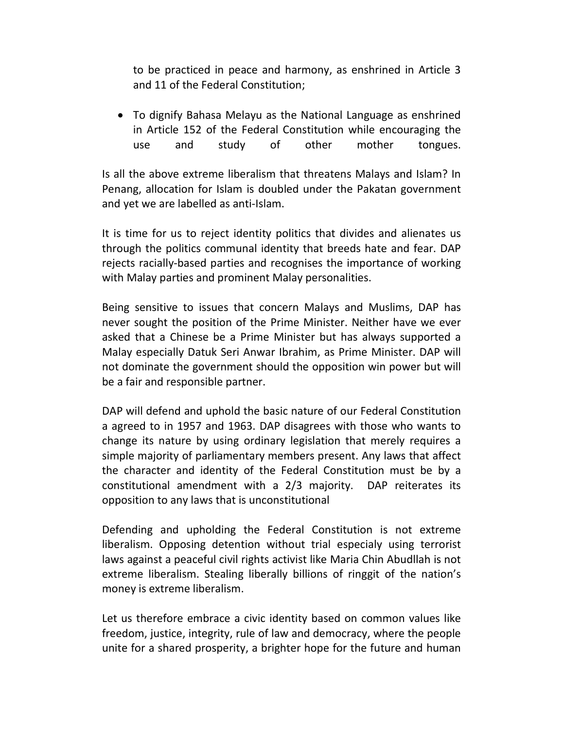to be practiced in peace and harmony, as enshrined in Article 3 and 11 of the Federal Constitution;

- To dignify Bahasa Melayu as the National Language as enshrined in Article 152 of the Federal Constitution while encouraging the use and study of other mother tongues.

Is all the above extreme liberalism that threatens Malays and Islam? In Penang, allocation for Islam is doubled under the Pakatan government and yet we are labelled as anti-Islam.

It is time for us to reject identity politics that divides and alienates us through the politics communal identity that breeds hate and fear. DAP rejects racially-based parties and recognises the importance of working with Malay parties and prominent Malay personalities.

Being sensitive to issues that concern Malays and Muslims, DAP has never sought the position of the Prime Minister. Neither have we ever asked that a Chinese be a Prime Minister but has always supported a Malay especially Datuk Seri Anwar Ibrahim, as Prime Minister. DAP will not dominate the government should the opposition win power but will be a fair and responsible partner.

DAP will defend and uphold the basic nature of our Federal Constitution a agreed to in 1957 and 1963. DAP disagrees with those who wants to change its nature by using ordinary legislation that merely requires a simple majority of parliamentary members present. Any laws that affect the character and identity of the Federal Constitution must be by a constitutional amendment with a 2/3 majority. DAP reiterates its opposition to any laws that is unconstitutional

Defending and upholding the Federal Constitution is not extreme liberalism. Opposing detention without trial especialy using terrorist laws against a peaceful civil rights activist like Maria Chin Abudllah is not extreme liberalism. Stealing liberally billions of ringgit of the nation's money is extreme liberalism.

Let us therefore embrace a civic identity based on common values like freedom, justice, integrity, rule of law and democracy, where the people unite for a shared prosperity, a brighter hope for the future and human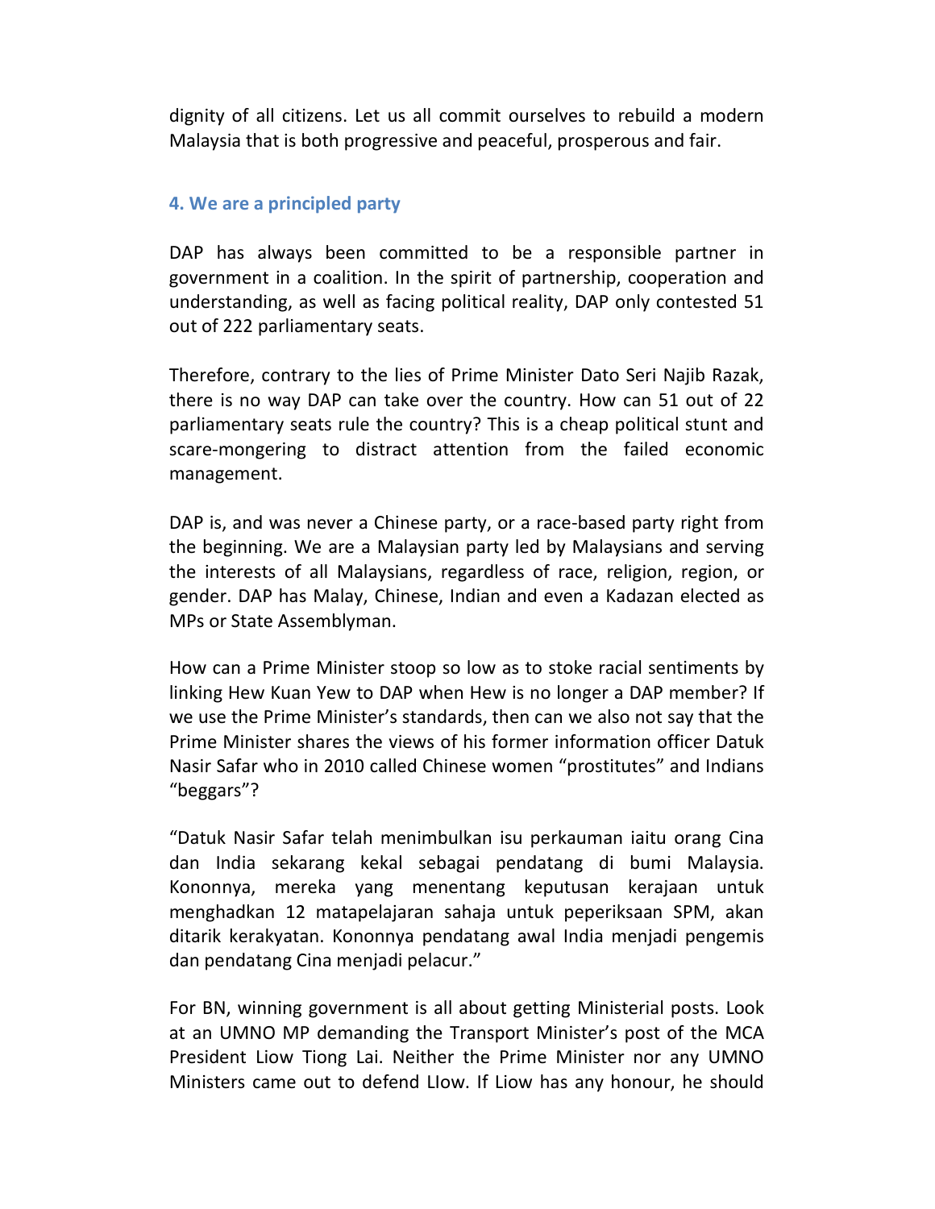dignity of all citizens. Let us all commit ourselves to rebuild a modern Malaysia that is both progressive and peaceful, prosperous and fair.

### 4. We are a principled party

DAP has always been committed to be a responsible partner in government in a coalition. In the spirit of partnership, cooperation and understanding, as well as facing political reality, DAP only contested 51 out of 222 parliamentary seats.

Therefore, contrary to the lies of Prime Minister Dato Seri Najib Razak, there is no way DAP can take over the country. How can 51 out of 22 parliamentary seats rule the country? This is a cheap political stunt and scare-mongering to distract attention from the failed economic management.

DAP is, and was never a Chinese party, or a race-based party right from the beginning. We are a Malaysian party led by Malaysians and serving the interests of all Malaysians, regardless of race, religion, region, or gender. DAP has Malay, Chinese, Indian and even a Kadazan elected as MPs or State Assemblyman.

How can a Prime Minister stoop so low as to stoke racial sentiments by linking Hew Kuan Yew to DAP when Hew is no longer a DAP member? If we use the Prime Minister's standards, then can we also not say that the Prime Minister shares the views of his former information officer Datuk Nasir Safar who in 2010 called Chinese women "prostitutes" and Indians "beggars"?

"Datuk Nasir Safar telah menimbulkan isu perkauman iaitu orang Cina dan India sekarang kekal sebagai pendatang di bumi Malaysia. Kononnya, mereka yang menentang keputusan kerajaan untuk menghadkan 12 matapelajaran sahaja untuk peperiksaan SPM, akan ditarik kerakyatan. Kononnya pendatang awal India menjadi pengemis dan pendatang Cina menjadi pelacur."

For BN, winning government is all about getting Ministerial posts. Look at an UMNO MP demanding the Transport Minister's post of the MCA President Liow Tiong Lai. Neither the Prime Minister nor any UMNO Ministers came out to defend LIow. If Liow has any honour, he should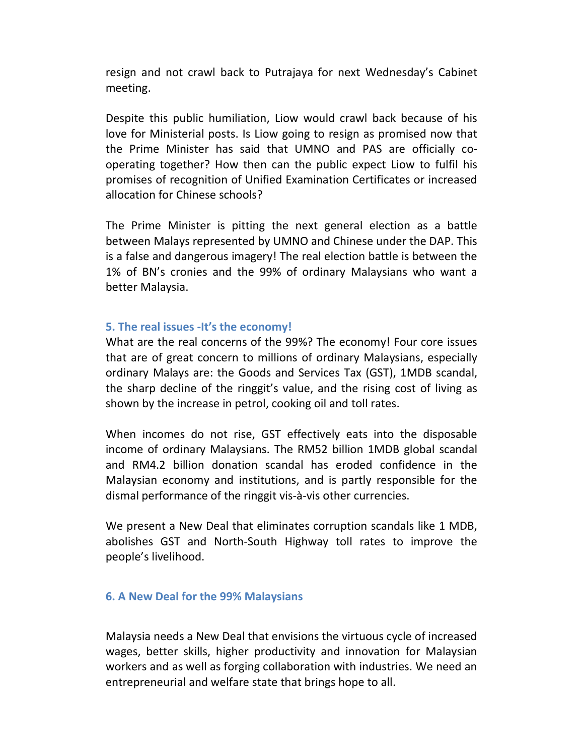resign and not crawl back to Putrajaya for next Wednesday's Cabinet meeting.

Despite this public humiliation, Liow would crawl back because of his love for Ministerial posts. Is Liow going to resign as promised now that the Prime Minister has said that UMNO and PAS are officially co-operating together? How then can the public expect Liow to fulfil his promises of recognition of Unified Examination Certificates or increased allocation for Chinese schools?

The Prime Minister is pitting the next general election as a battle between Malays represented by UMNO and Chinese under the DAP. This is a false and dangerous imagery! The real election battle is between the 1% of BN's cronies and the 99% of ordinary Malaysians who want a better Malaysia.

### 5. The real issues -It's the economy!

What are the real concerns of the 99%? The economy! Four core issues that are of great concern to millions of ordinary Malaysians, especially ordinary Malays are: the Goods and Services Tax (GST), 1MDB scandal, the sharp decline of the ringgit's value, and the rising cost of living as shown by the increase in petrol, cooking oil and toll rates.

When incomes do not rise, GST effectively eats into the disposable income of ordinary Malaysians. The RM52 billion 1MDB global scandal and RM4.2 billion donation scandal has eroded confidence in the Malaysian economy and institutions, and is partly responsible for the dismal performance of the ringgit vis-à-vis other currencies.

We present a New Deal that eliminates corruption scandals like 1 MDB, abolishes GST and North-South Highway toll rates to improve the people's livelihood.

### 6. A New Deal for the 99% Malaysians

Malaysia needs a New Deal that envisions the virtuous cycle of increased wages, better skills, higher productivity and innovation for Malaysian workers and as well as forging collaboration with industries. We need an entrepreneurial and welfare state that brings hope to all.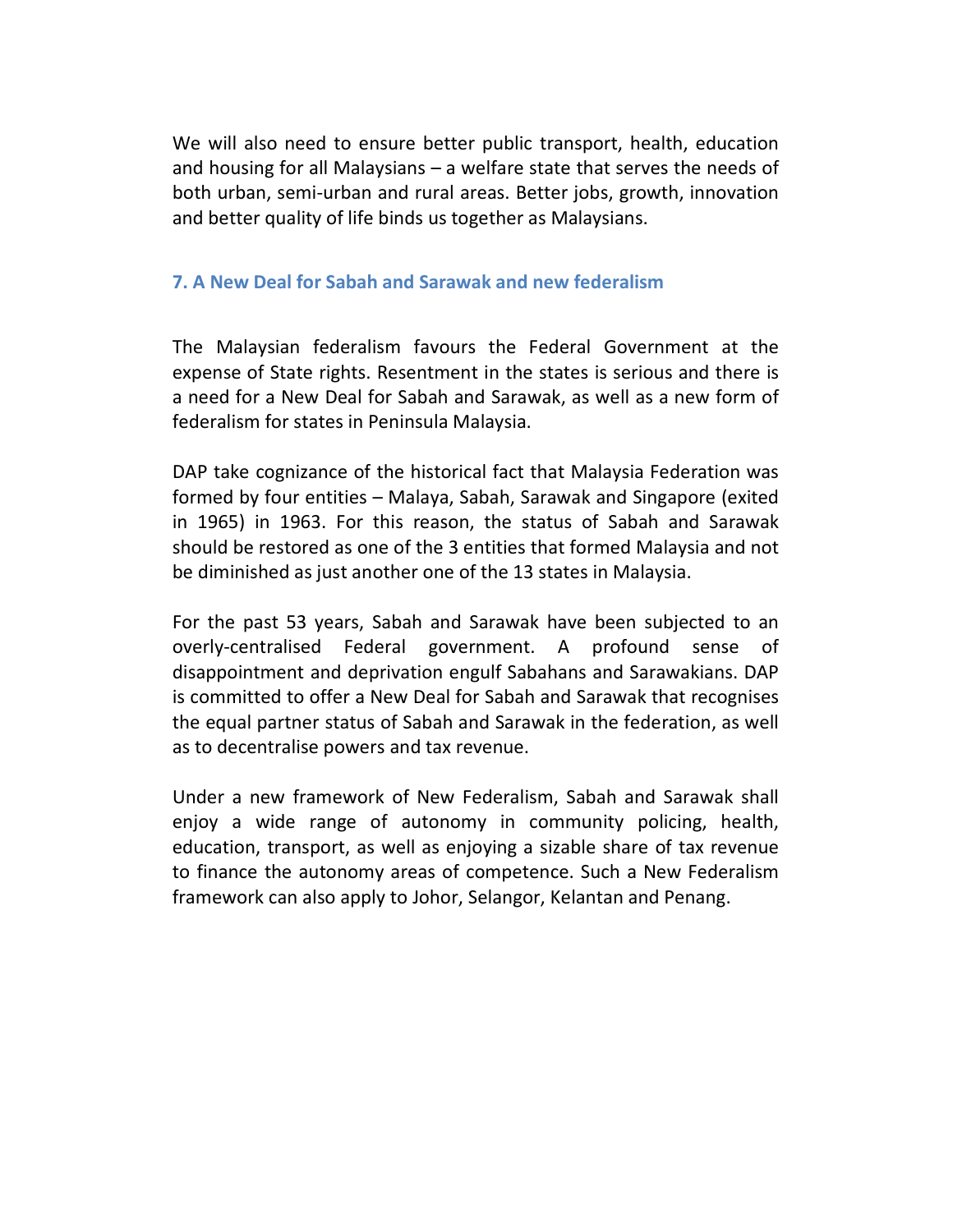We will also need to ensure better public transport, health, education and housing for all Malaysians – a welfare state that serves the needs of both urban, semi-urban and rural areas. Better jobs, growth, innovation and better quality of life binds us together as Malaysians.

## 7. A New Deal for Sabah and Sarawak and new federalism

The Malaysian federalism favours the Federal Government at the expense of State rights. Resentment in the states is serious and there is a need for a New Deal for Sabah and Sarawak, as well as a new form of federalism for states in Peninsula Malaysia.

DAP take cognizance of the historical fact that Malaysia Federation was formed by four entities – Malaya, Sabah, Sarawak and Singapore (exited in 1965) in 1963. For this reason, the status of Sabah and Sarawak should be restored as one of the 3 entities that formed Malaysia and not be diminished as just another one of the 13 states in Malaysia.

For the past 53 years, Sabah and Sarawak have been subjected to an overly-centralised Federal government. A profound sense of disappointment and deprivation engulf Sabahans and Sarawakians. DAP is committed to offer a New Deal for Sabah and Sarawak that recognises the equal partner status of Sabah and Sarawak in the federation, as well as to decentralise powers and tax revenue.

Under a new framework of New Federalism, Sabah and Sarawak shall enjoy a wide range of autonomy in community policing, health, education, transport, as well as enjoying a sizable share of tax revenue to finance the autonomy areas of competence. Such a New Federalism framework can also apply to Johor, Selangor, Kelantan and Penang.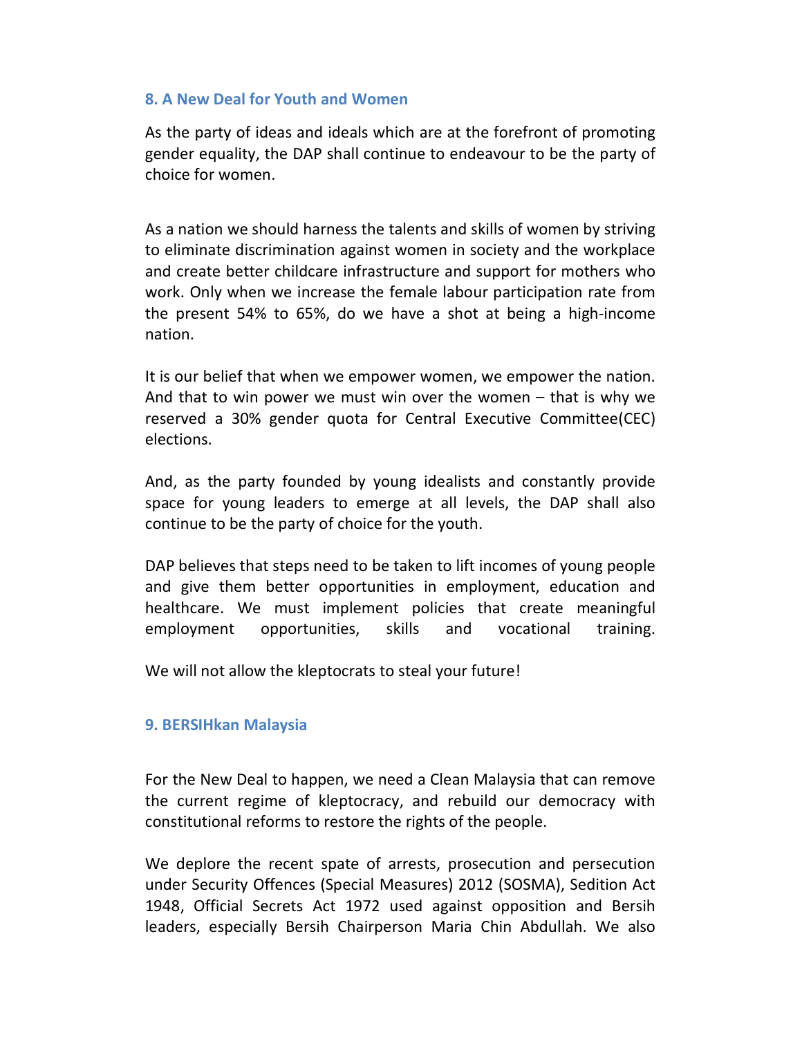## 8. A New Deal for Youth and Women

As the party of ideas and ideals which are at the forefront of promoting gender equality, the DAP shall continue to endeavour to be the party of choice for women.

As a nation we should harness the talents and skills of women by striving to eliminate discrimination against women in society and the workplace and create better childcare infrastructure and support for mothers who work. Only when we increase the female labour participation rate from the present 54% to 65%, do we have a shot at being a high-income nation.

It is our belief that when we empower women, we empower the nation. And that to win power we must win over the women – that is why we reserved a 30% gender quota for Central Executive Committee(CEC) elections.

And, as the party founded by young idealists and constantly provide space for young leaders to emerge at all levels, the DAP shall also continue to be the party of choice for the youth.

DAP believes that steps need to be taken to lift incomes of young people and give them better opportunities in employment, education and healthcare. We must implement policies that create meaningful employment opportunities, skills and vocational training.

We will not allow the kleptocrats to steal your future!

## 9. BERSIHkan Malaysia

For the New Deal to happen, we need a Clean Malaysia that can remove the current regime of kleptocracy, and rebuild our democracy with constitutional reforms to restore the rights of the people.

We deplore the recent spate of arrests, prosecution and persecution under Security Offences (Special Measures) 2012 (SOSMA), Sedition Act 1948, Official Secrets Act 1972 used against opposition and Bersih leaders, especially Bersih Chairperson Maria Chin Abdullah. We also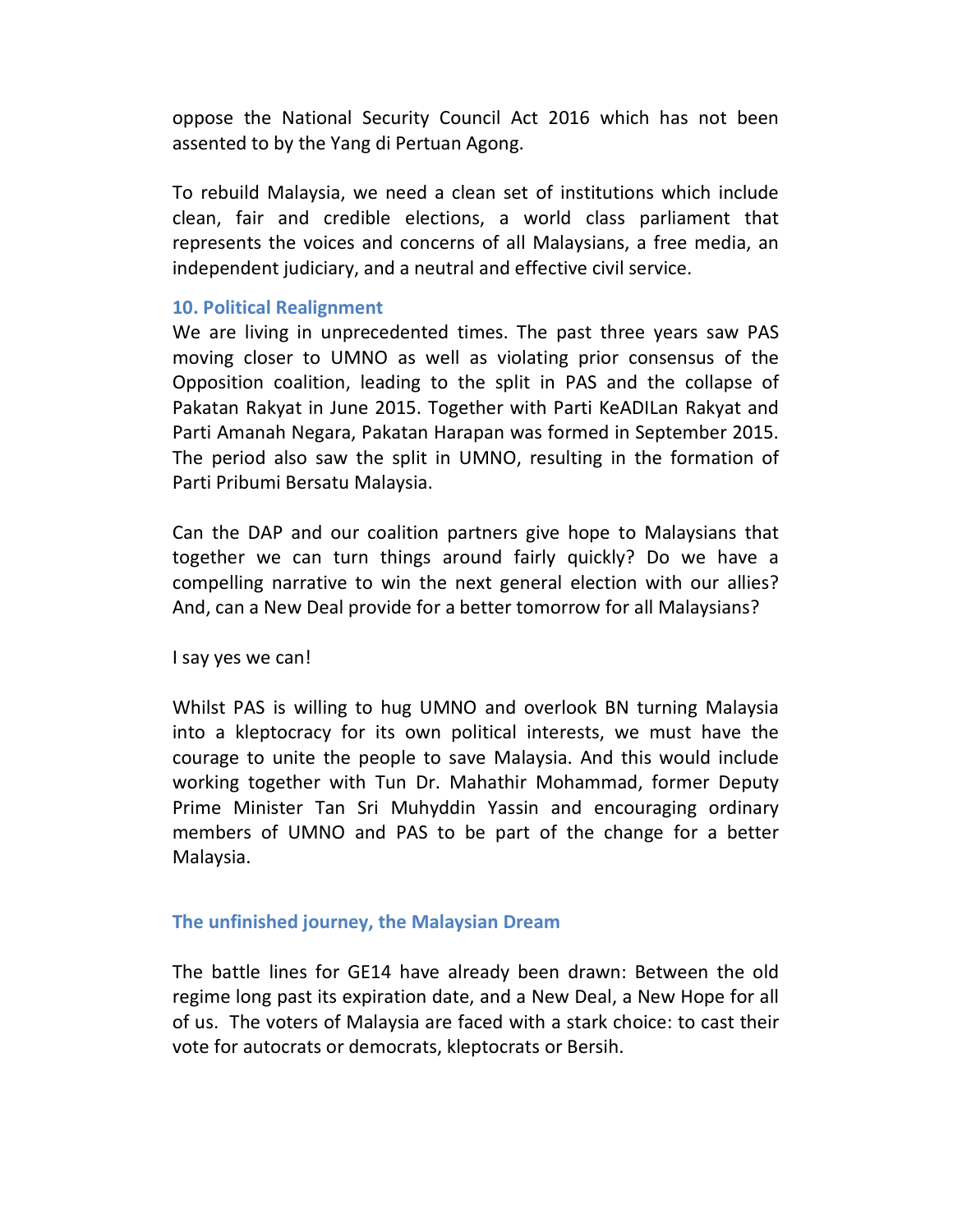oppose the National Security Council Act 2016 which has not been assented to by the Yang di Pertuan Agong.

To rebuild Malaysia, we need a clean set of institutions which include clean, fair and credible elections, a world class parliament that represents the voices and concerns of all Malaysians, a free media, an independent judiciary, and a neutral and effective civil service.

### 10. Political Realignment

We are living in unprecedented times. The past three years saw PAS moving closer to UMNO as well as violating prior consensus of the Opposition coalition, leading to the split in PAS and the collapse of Pakatan Rakyat in June 2015. Together with Parti KeADILan Rakyat and Parti Amanah Negara, Pakatan Harapan was formed in September 2015. The period also saw the split in UMNO, resulting in the formation of Parti Pribumi Bersatu Malaysia.

Can the DAP and our coalition partners give hope to Malaysians that together we can turn things around fairly quickly? Do we have a compelling narrative to win the next general election with our allies? And, can a New Deal provide for a better tomorrow for all Malaysians?

I say yes we can!

Whilst PAS is willing to hug UMNO and overlook BN turning Malaysia into a kleptocracy for its own political interests, we must have the courage to unite the people to save Malaysia. And this would include working together with Tun Dr. Mahathir Mohammad, former Deputy Prime Minister Tan Sri Muhyddin Yassin and encouraging ordinary members of UMNO and PAS to be part of the change for a better Malaysia.

## The unfinished journey, the Malaysian Dream

The battle lines for GE14 have already been drawn: Between the old regime long past its expiration date, and a New Deal, a New Hope for all of us. The voters of Malaysia are faced with a stark choice: to cast their vote for autocrats or democrats, kleptocrats or Bersih.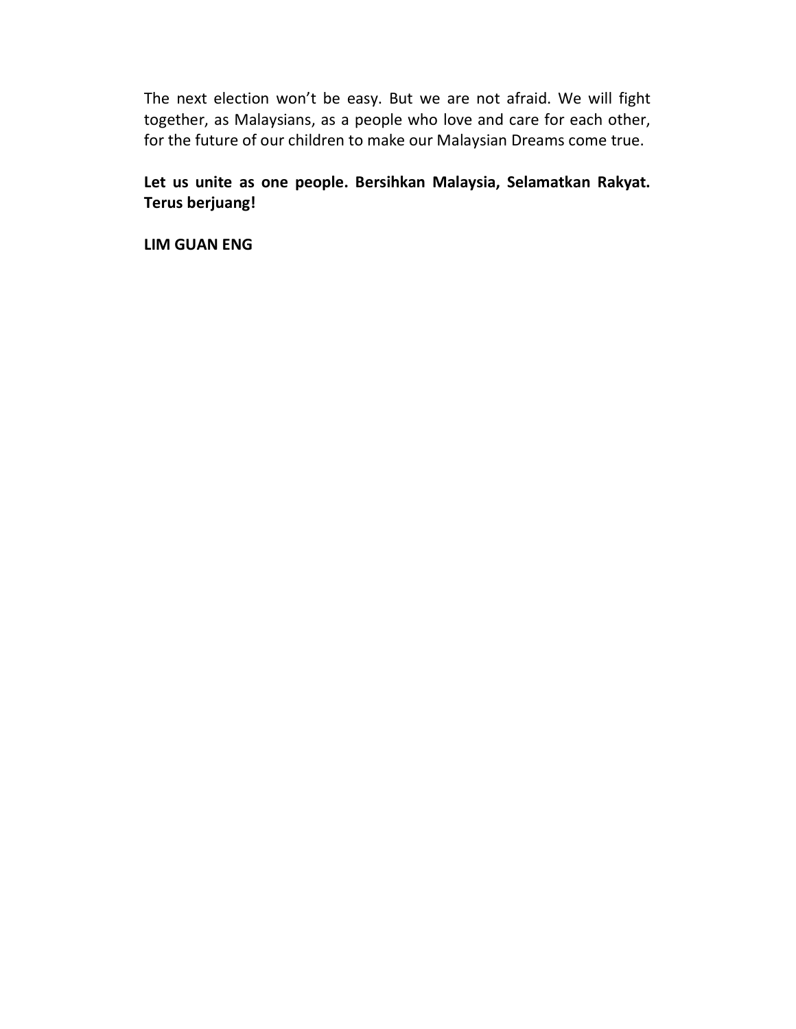The next election won't be easy. But we are not afraid. We will fight together, as Malaysians, as a people who love and care for each other, for the future of our children to make our Malaysian Dreams come true.

**Let us unite as one people. Bersihkan Malaysia, Selamatkan Rakyat. Terus berjuang!**

**LIM GUAN ENG**